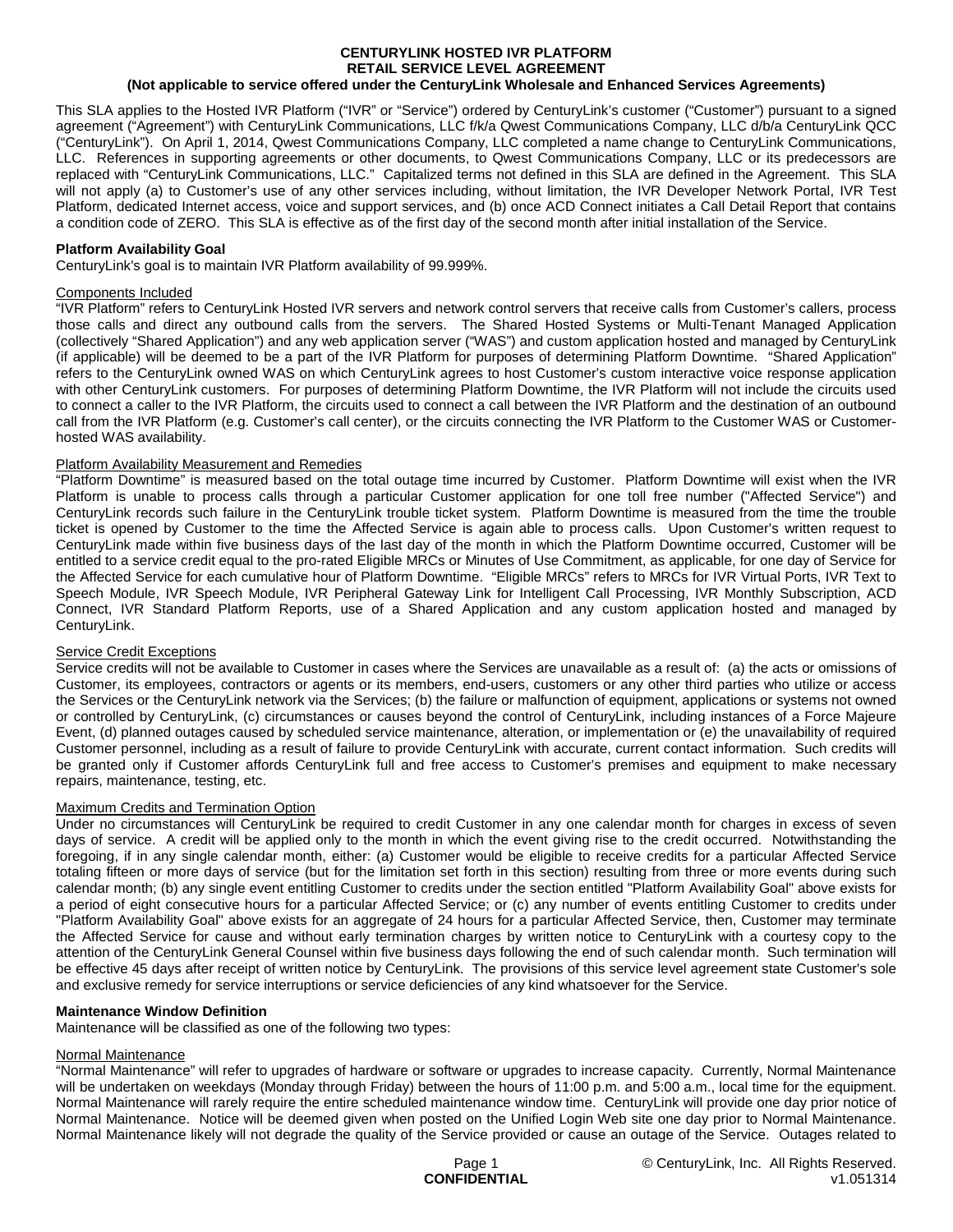# CENTURYLINK HOSTED IVR PLATFORM
## RETAIL SERVICE LEVEL AGREEMENT
### (Not applicable to service offered under the CenturyLink Wholesale and Enhanced Services Agreements)

This SLA applies to the Hosted IVR Platform ("IVR" or "Service") ordered by CenturyLink's customer ("Customer") pursuant to a signed agreement ("Agreement") with CenturyLink Communications, LLC f/k/a Qwest Communications Company, LLC d/b/a CenturyLink QCC ("CenturyLink"). On April 1, 2014, Qwest Communications Company, LLC completed a name change to CenturyLink Communications, LLC. References in supporting agreements or other documents, to Qwest Communications Company, LLC or its predecessors are replaced with "CenturyLink Communications, LLC." Capitalized terms not defined in this SLA are defined in the Agreement. This SLA will not apply (a) to Customer's use of any other services including, without limitation, the IVR Developer Network Portal, IVR Test Platform, dedicated Internet access, voice and support services, and (b) once ACD Connect initiates a Call Detail Report that contains a condition code of ZERO. This SLA is effective as of the first day of the second month after initial installation of the Service.

**Platform Availability Goal**

CenturyLink's goal is to maintain IVR Platform availability of 99.999%.

Components Included

"IVR Platform" refers to CenturyLink Hosted IVR servers and network control servers that receive calls from Customer's callers, process those calls and direct any outbound calls from the servers. The Shared Hosted Systems or Multi-Tenant Managed Application (collectively "Shared Application") and any web application server ("WAS") and custom application hosted and managed by CenturyLink (if applicable) will be deemed to be a part of the IVR Platform for purposes of determining Platform Downtime. "Shared Application" refers to the CenturyLink owned WAS on which CenturyLink agrees to host Customer's custom interactive voice response application with other CenturyLink customers. For purposes of determining Platform Downtime, the IVR Platform will not include the circuits used to connect a caller to the IVR Platform, the circuits used to connect a call between the IVR Platform and the destination of an outbound call from the IVR Platform (e.g. Customer's call center), or the circuits connecting the IVR Platform to the Customer WAS or Customer-hosted WAS availability.

Platform Availability Measurement and Remedies

"Platform Downtime" is measured based on the total outage time incurred by Customer. Platform Downtime will exist when the IVR Platform is unable to process calls through a particular Customer application for one toll free number ("Affected Service") and CenturyLink records such failure in the CenturyLink trouble ticket system. Platform Downtime is measured from the time the trouble ticket is opened by Customer to the time the Affected Service is again able to process calls. Upon Customer's written request to CenturyLink made within five business days of the last day of the month in which the Platform Downtime occurred, Customer will be entitled to a service credit equal to the pro-rated Eligible MRCs or Minutes of Use Commitment, as applicable, for one day of Service for the Affected Service for each cumulative hour of Platform Downtime. "Eligible MRCs" refers to MRCs for IVR Virtual Ports, IVR Text to Speech Module, IVR Speech Module, IVR Peripheral Gateway Link for Intelligent Call Processing, IVR Monthly Subscription, ACD Connect, IVR Standard Platform Reports, use of a Shared Application and any custom application hosted and managed by CenturyLink.

Service Credit Exceptions

Service credits will not be available to Customer in cases where the Services are unavailable as a result of: (a) the acts or omissions of Customer, its employees, contractors or agents or its members, end-users, customers or any other third parties who utilize or access the Services or the CenturyLink network via the Services; (b) the failure or malfunction of equipment, applications or systems not owned or controlled by CenturyLink, (c) circumstances or causes beyond the control of CenturyLink, including instances of a Force Majeure Event, (d) planned outages caused by scheduled service maintenance, alteration, or implementation or (e) the unavailability of required Customer personnel, including as a result of failure to provide CenturyLink with accurate, current contact information. Such credits will be granted only if Customer affords CenturyLink full and free access to Customer's premises and equipment to make necessary repairs, maintenance, testing, etc.

Maximum Credits and Termination Option

Under no circumstances will CenturyLink be required to credit Customer in any one calendar month for charges in excess of seven days of service. A credit will be applied only to the month in which the event giving rise to the credit occurred. Notwithstanding the foregoing, if in any single calendar month, either: (a) Customer would be eligible to receive credits for a particular Affected Service totaling fifteen or more days of service (but for the limitation set forth in this section) resulting from three or more events during such calendar month; (b) any single event entitling Customer to credits under the section entitled "Platform Availability Goal" above exists for a period of eight consecutive hours for a particular Affected Service; or (c) any number of events entitling Customer to credits under "Platform Availability Goal" above exists for an aggregate of 24 hours for a particular Affected Service, then, Customer may terminate the Affected Service for cause and without early termination charges by written notice to CenturyLink with a courtesy copy to the attention of the CenturyLink General Counsel within five business days following the end of such calendar month. Such termination will be effective 45 days after receipt of written notice by CenturyLink. The provisions of this service level agreement state Customer's sole and exclusive remedy for service interruptions or service deficiencies of any kind whatsoever for the Service.

**Maintenance Window Definition**

Maintenance will be classified as one of the following two types:

Normal Maintenance

"Normal Maintenance" will refer to upgrades of hardware or software or upgrades to increase capacity. Currently, Normal Maintenance will be undertaken on weekdays (Monday through Friday) between the hours of 11:00 p.m. and 5:00 a.m., local time for the equipment. Normal Maintenance will rarely require the entire scheduled maintenance window time. CenturyLink will provide one day prior notice of Normal Maintenance. Notice will be deemed given when posted on the Unified Login Web site one day prior to Normal Maintenance. Normal Maintenance likely will not degrade the quality of the Service provided or cause an outage of the Service. Outages related to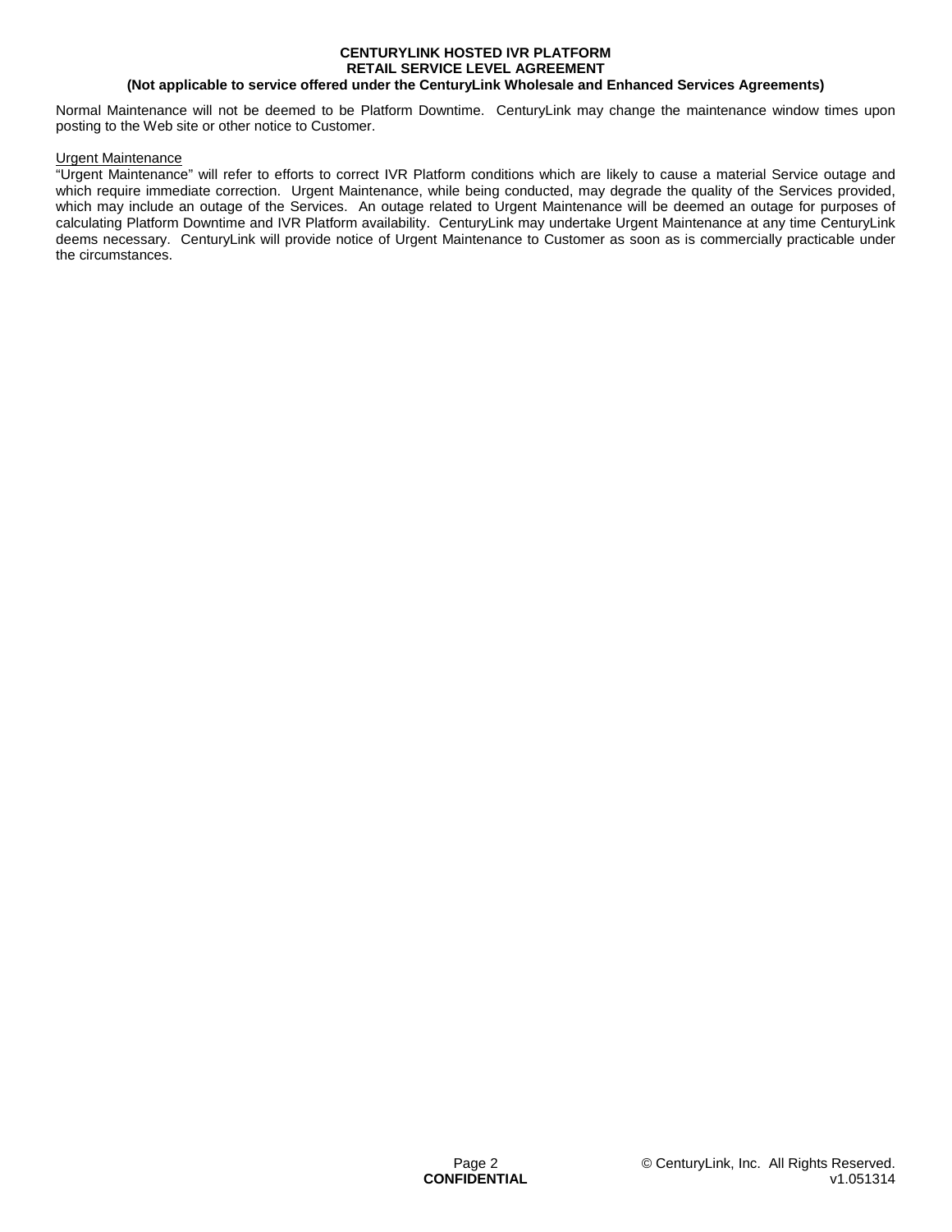Normal Maintenance will not be deemed to be Platform Downtime. CenturyLink may change the maintenance window times upon posting to the Web site or other notice to Customer.

Urgent Maintenance

"Urgent Maintenance" will refer to efforts to correct IVR Platform conditions which are likely to cause a material Service outage and which require immediate correction. Urgent Maintenance, while being conducted, may degrade the quality of the Services provided, which may include an outage of the Services. An outage related to Urgent Maintenance will be deemed an outage for purposes of calculating Platform Downtime and IVR Platform availability. CenturyLink may undertake Urgent Maintenance at any time CenturyLink deems necessary. CenturyLink will provide notice of Urgent Maintenance to Customer as soon as is commercially practicable under the circumstances.